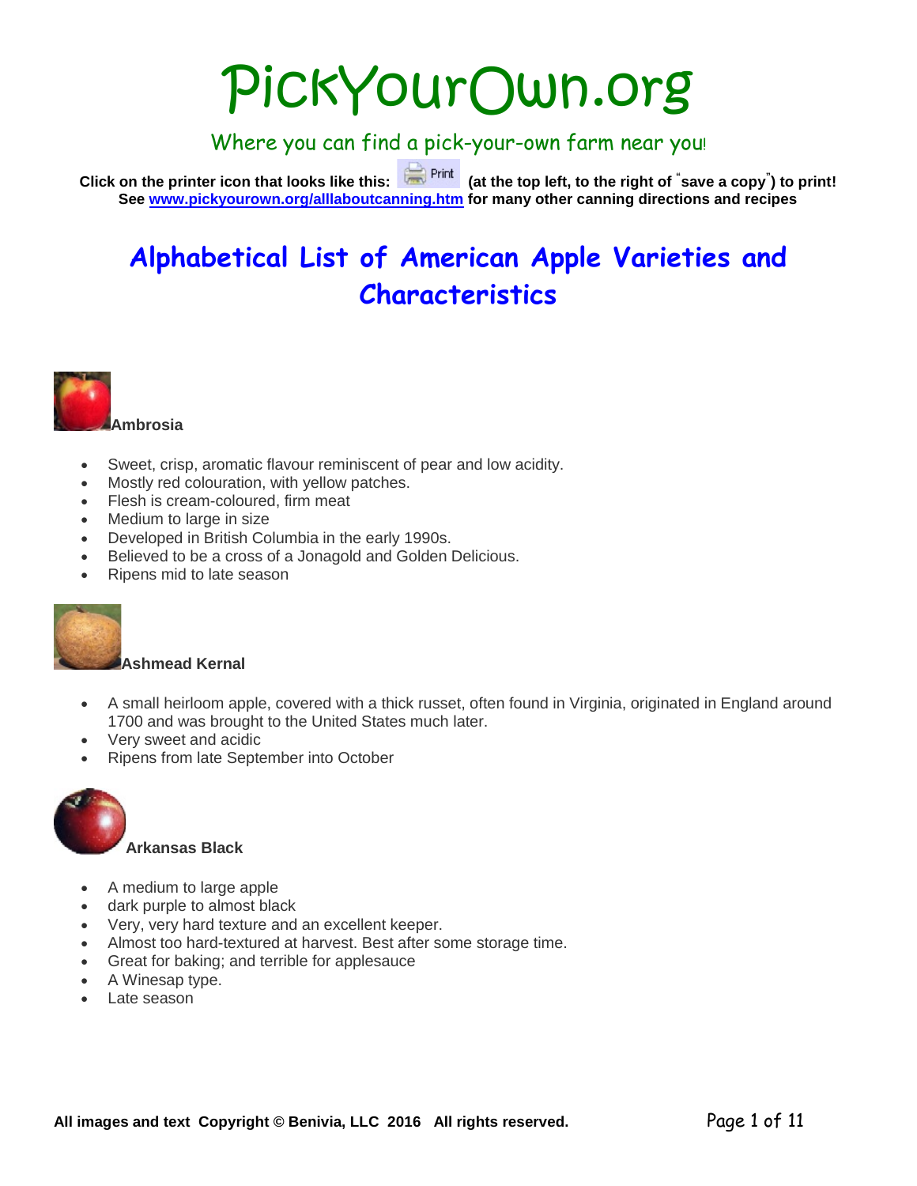# PickYourOwn.org

Where you can find a pick-your-own farm near you!

**Click on the printer icon that looks like this: Print (at the top left, to the right of "save a copy") to print! See [www.pickyourown.org/alllaboutcanning.htm](www.pickyourown.org/alllaboutcanning.htm) for many other canning directions and recipes**

## Alphabetical List of American Apple Varieties and Characteristics

### Ambrosia

- Sweet, crisp, aromatic flavour reminiscent of pear and low acidity.
- Mostly red colouration, with yellow patches.
- Flesh is cream-coloured, firm meat
- Medium to large in size
- Developed in British Columbia in the early 1990s.
- Believed to be a cross of a Jonagold and Golden Delicious.
- Ripens mid to late season

### Ashmead Kernal

- A small heirloom apple, covered with a thick russet, often found in Virginia, originated in England around 1700 and was brought to the United States much later.
- Very sweet and acidic
- Ripens from late September into October

### Arkansas Black

- A medium to large apple
- dark purple to almost black
- Very, very hard texture and an excellent keeper.
- Almost too hard-textured at harvest. Best after some storage time.
- Great for baking; and terrible for applesauce
- A Winesap type.
- Late season

All images and text Copyright © Benivia, LLC 2016 All rights reserved.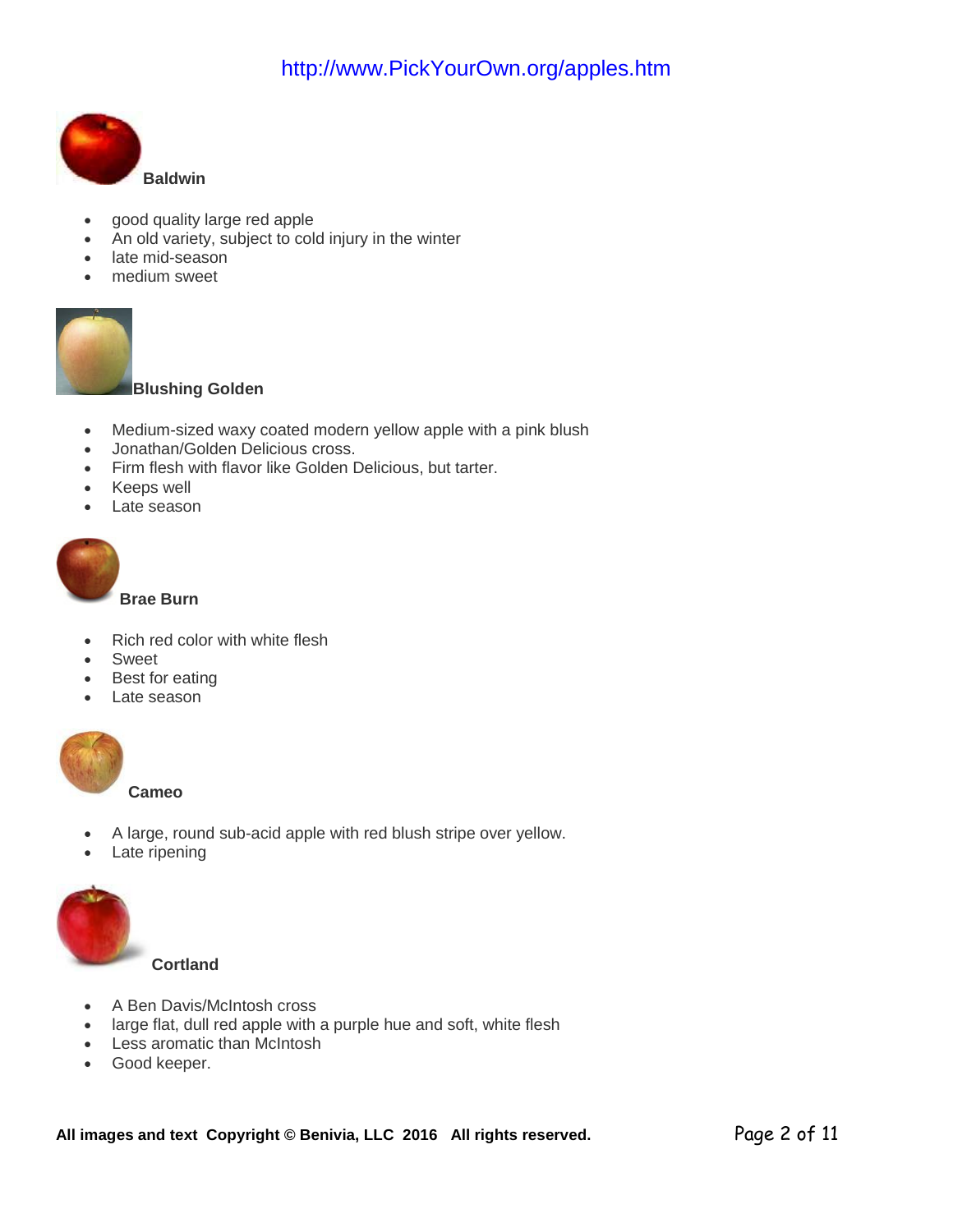http://www.PickYourOwn.org/apples.htm

**Baldwin**

- good quality large red apple
- An old variety, subject to cold injury in the winter
- late mid-season
- medium sweet

**Blushing Golden**

- Medium-sized waxy coated modern yellow apple with a pink blush
- Jonathan/Golden Delicious cross.
- Firm flesh with flavor like Golden Delicious, but tarter.
- Keeps well
- Late season

**Brae Burn**

- Rich red color with white flesh
- Sweet
- Best for eating
- Late season

**Cameo**

- A large, round sub-acid apple with red blush stripe over yellow.
- Late ripening

**Cortland**

- A Ben Davis/McIntosh cross
- large flat, dull red apple with a purple hue and soft, white flesh
- Less aromatic than McIntosh
- Good keeper.

**All images and text Copyright © Benivia, LLC 2016 All rights reserved.**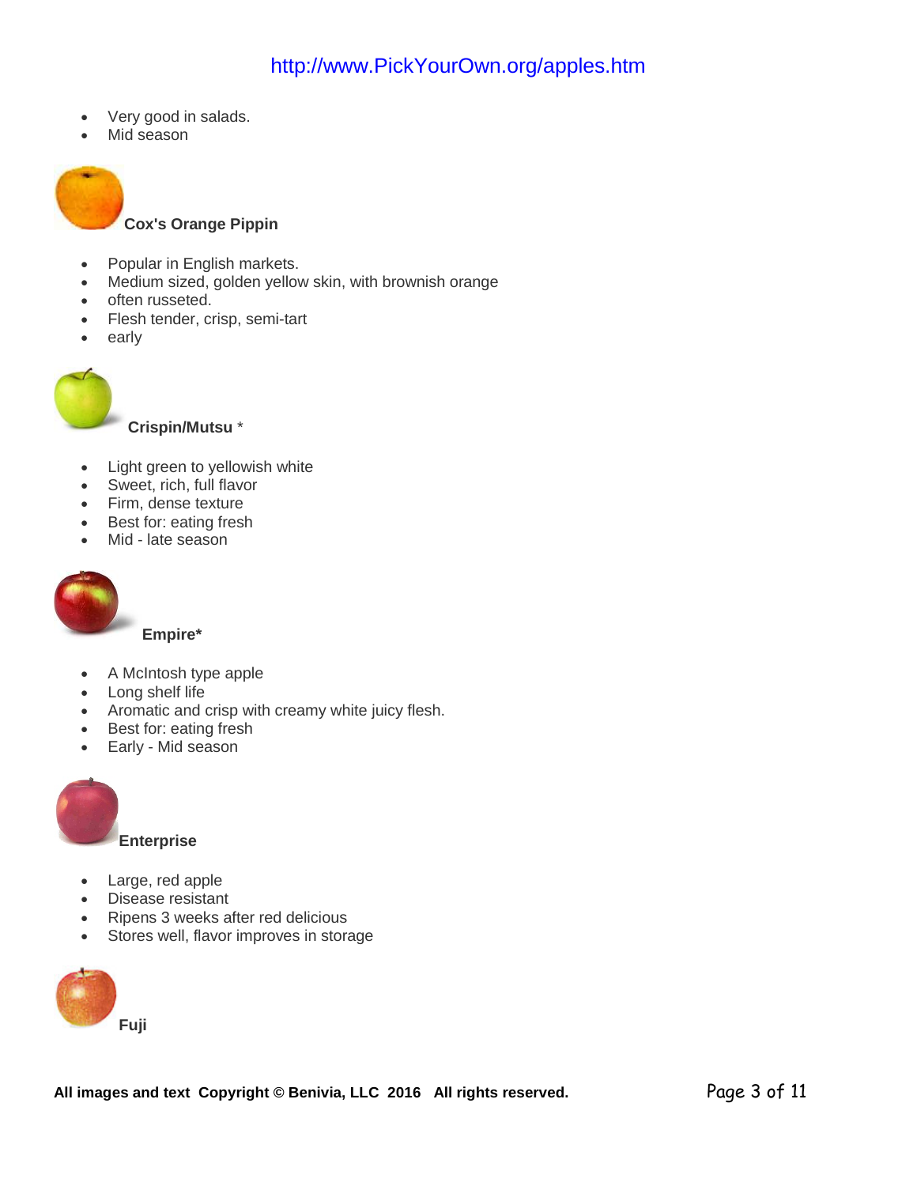- Very good in salads.
- Mid season

**Cox's Orange Pippin**

- Popular in English markets.
- Medium sized, golden yellow skin, with brownish orange
- often russeted.
- Flesh tender, crisp, semi-tart
- early

**Crispin/Mutsu** *

- Light green to yellowish white
- Sweet, rich, full flavor
- Firm, dense texture
- Best for: eating fresh
- Mid - late season

**Empire***

- A McIntosh type apple
- Long shelf life
- Aromatic and crisp with creamy white juicy flesh.
- Best for: eating fresh
- Early - Mid season

**Enterprise**

- Large, red apple
- Disease resistant
- Ripens 3 weeks after red delicious
- Stores well, flavor improves in storage

**Fuji**

**All images and text Copyright © Benivia, LLC 2016 All rights reserved.**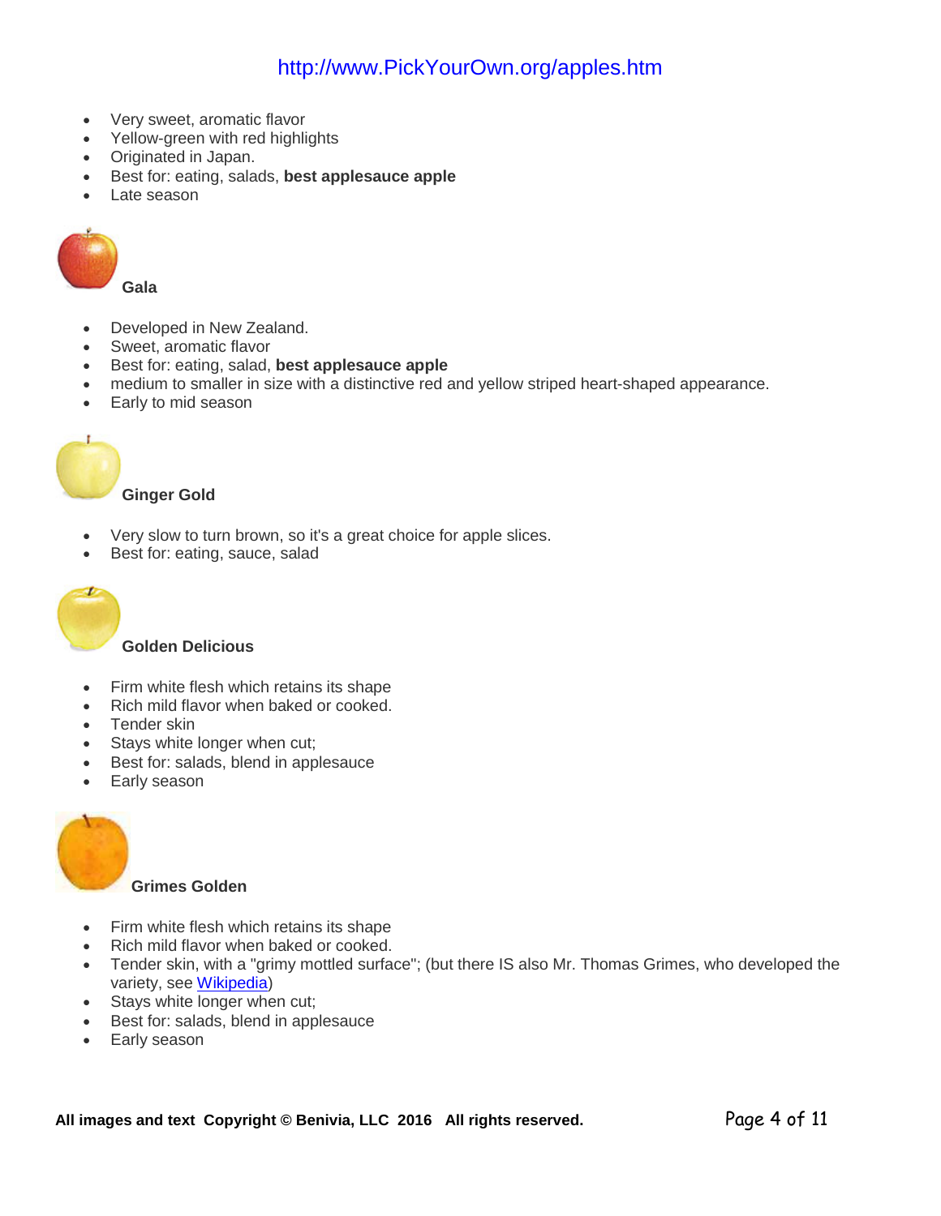- Very sweet, aromatic flavor
- Yellow-green with red highlights
- Originated in Japan.
- Best for: eating, salads, **best applesauce apple**
- Late season

### Gala

- Developed in New Zealand.
- Sweet, aromatic flavor
- Best for: eating, salad, **best applesauce apple**
- medium to smaller in size with a distinctive red and yellow striped heart-shaped appearance.
- Early to mid season

### Ginger Gold

- Very slow to turn brown, so it's a great choice for apple slices.
- Best for: eating, sauce, salad

### Golden Delicious

- Firm white flesh which retains its shape
- Rich mild flavor when baked or cooked.
- Tender skin
- Stays white longer when cut;
- Best for: salads, blend in applesauce
- Early season

### Grimes Golden

- Firm white flesh which retains its shape
- Rich mild flavor when baked or cooked.
- Tender skin, with a "grimy mottled surface"; (but there IS also Mr. Thomas Grimes, who developed the variety, see Wikipedia)
- Stays white longer when cut;
- Best for: salads, blend in applesauce
- Early season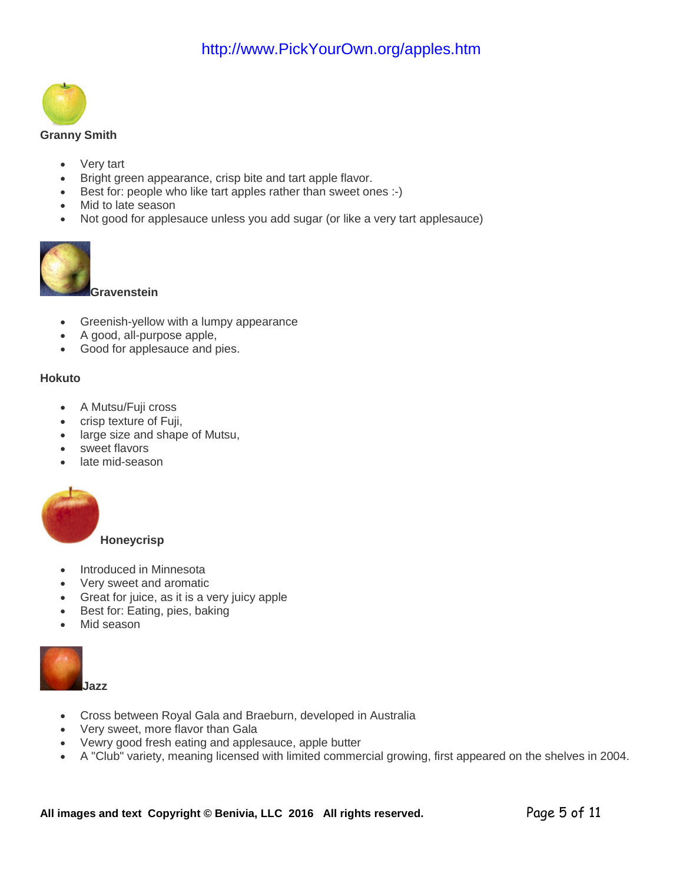http://www.PickYourOwn.org/apples.htm

**Granny Smith**

- Very tart
- Bright green appearance, crisp bite and tart apple flavor.
- Best for: people who like tart apples rather than sweet ones :-)
- Mid to late season
- Not good for applesauce unless you add sugar (or like a very tart applesauce)

**Gravenstein**

- Greenish-yellow with a lumpy appearance
- A good, all-purpose apple,
- Good for applesauce and pies.

**Hokuto**

- A Mutsu/Fuji cross
- crisp texture of Fuji,
- large size and shape of Mutsu,
- sweet flavors
- late mid-season

**Honeycrisp**

- Introduced in Minnesota
- Very sweet and aromatic
- Great for juice, as it is a very juicy apple
- Best for: Eating, pies, baking
- Mid season

**Jazz**

- Cross between Royal Gala and Braeburn, developed in Australia
- Very sweet, more flavor than Gala
- Vewry good fresh eating and applesauce, apple butter
- A "Club" variety, meaning licensed with limited commercial growing, first appeared on the shelves in 2004.

**All images and text Copyright © Benivia, LLC 2016 All rights reserved.**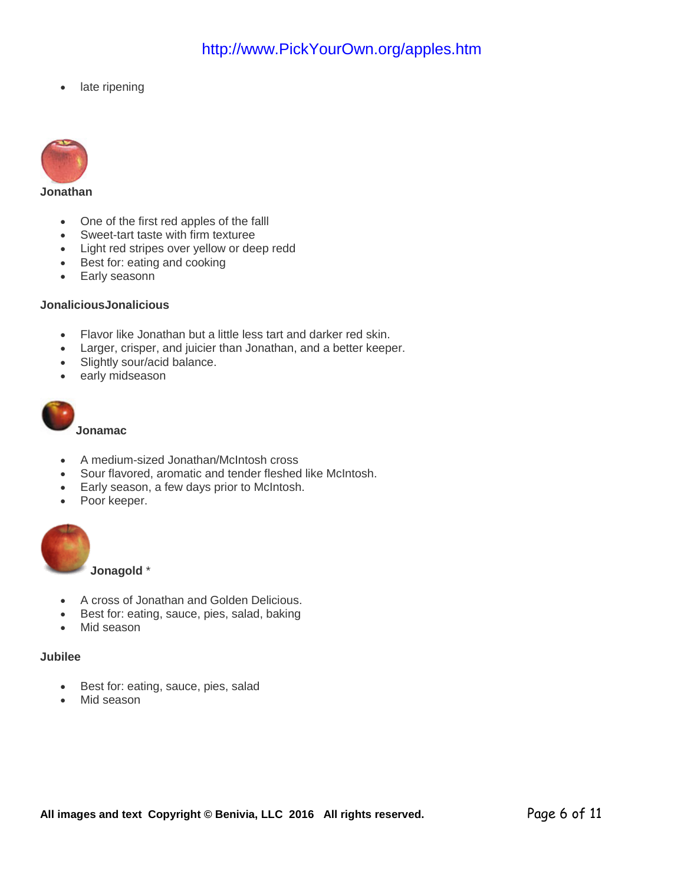- late ripening

**Jonathan**

- One of the first red apples of the falll
- Sweet-tart taste with firm texturee
- Light red stripes over yellow or deep redd
- Best for: eating and cooking
- Early seasonn

**JonaliciousJonalicious**

- Flavor like Jonathan but a little less tart and darker red skin.
- Larger, crisper, and juicier than Jonathan, and a better keeper.
- Slightly sour/acid balance.
- early midseason

**Jonamac**

- A medium-sized Jonathan/McIntosh cross
- Sour flavored, aromatic and tender fleshed like McIntosh.
- Early season, a few days prior to McIntosh.
- Poor keeper.

**Jonagold** *

- A cross of Jonathan and Golden Delicious.
- Best for: eating, sauce, pies, salad, baking
- Mid season

**Jubilee**

- Best for: eating, sauce, pies, salad
- Mid season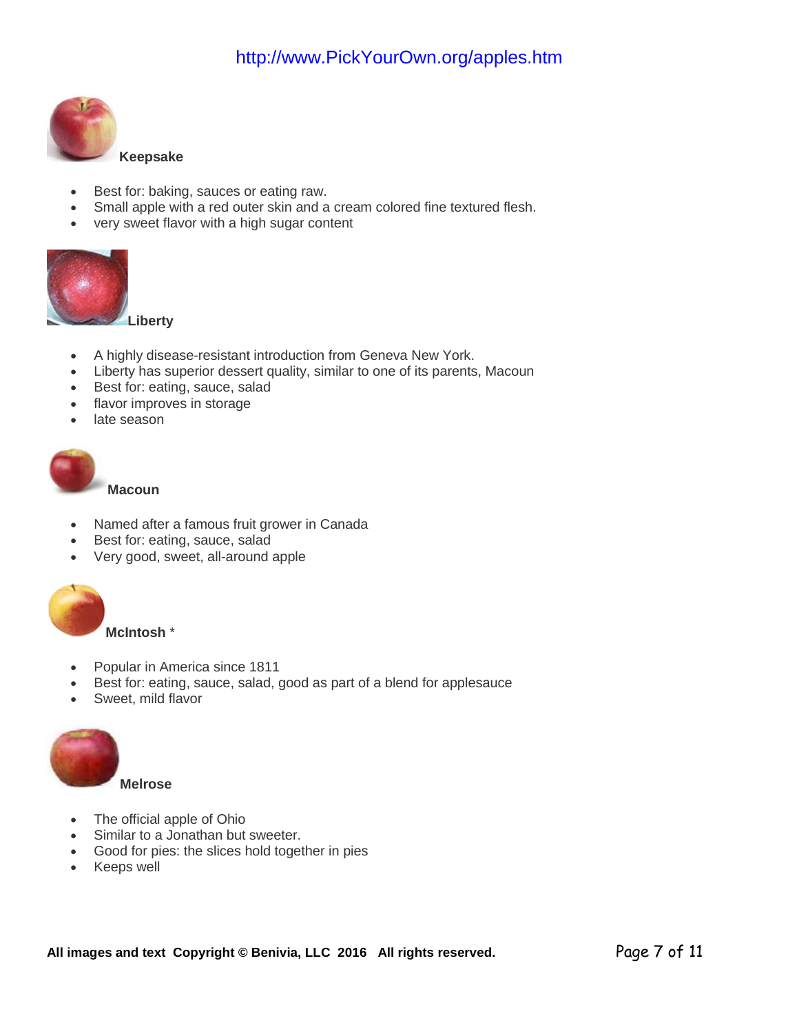http://www.PickYourOwn.org/apples.htm

**Keepsake**

- Best for: baking, sauces or eating raw.
- Small apple with a red outer skin and a cream colored fine textured flesh.
- very sweet flavor with a high sugar content

**Liberty**

- A highly disease-resistant introduction from Geneva New York.
- Liberty has superior dessert quality, similar to one of its parents, Macoun
- Best for: eating, sauce, salad
- flavor improves in storage
- late season

**Macoun**

- Named after a famous fruit grower in Canada
- Best for: eating, sauce, salad
- Very good, sweet, all-around apple

**McIntosh** *

- Popular in America since 1811
- Best for: eating, sauce, salad, good as part of a blend for applesauce
- Sweet, mild flavor

**Melrose**

- The official apple of Ohio
- Similar to a Jonathan but sweeter.
- Good for pies: the slices hold together in pies
- Keeps well

**All images and text Copyright © Benivia, LLC 2016 All rights reserved.**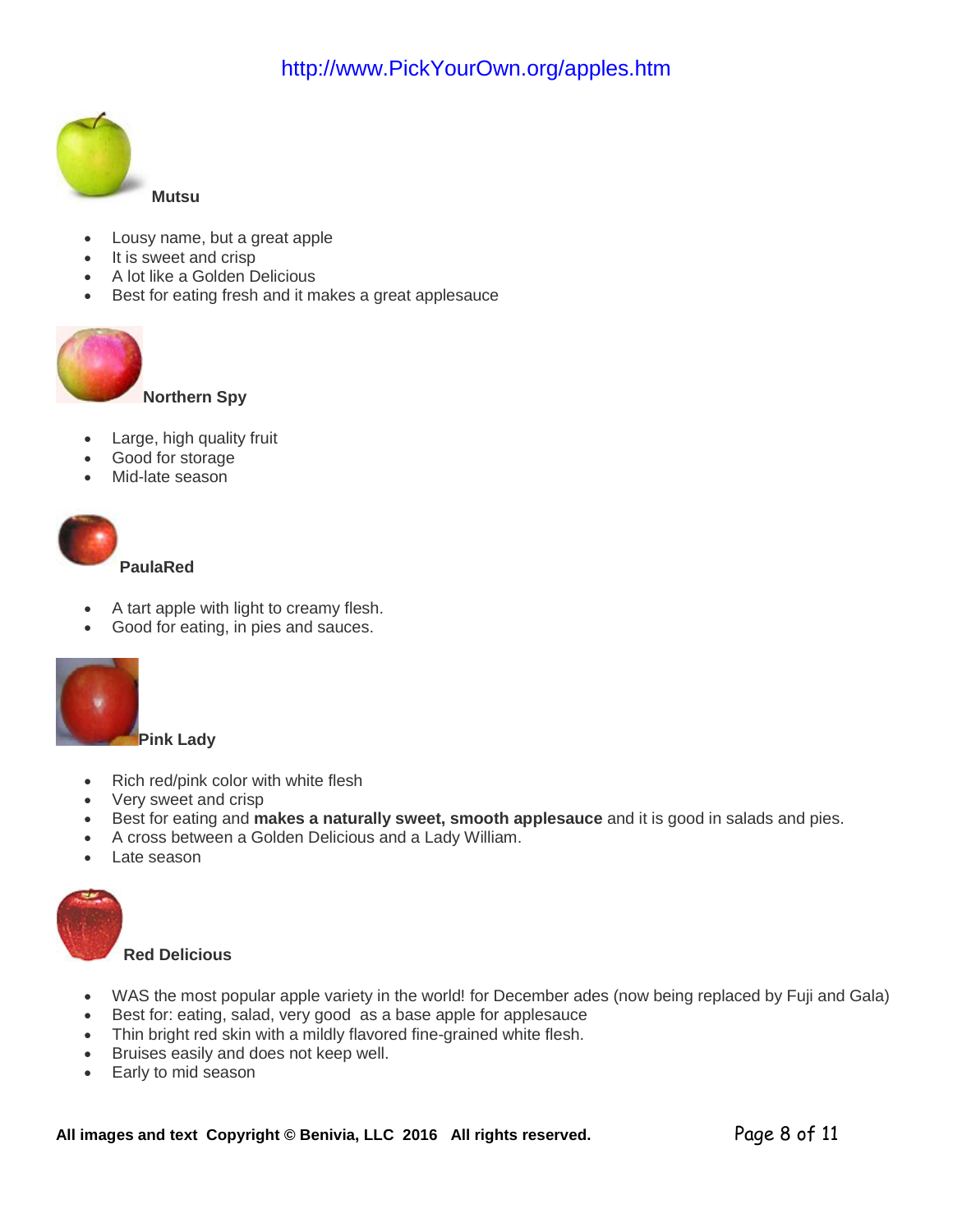http://www.PickYourOwn.org/apples.htm

**Mutsu**

- Lousy name, but a great apple
- It is sweet and crisp
- A lot like a Golden Delicious
- Best for eating fresh and it makes a great applesauce

**Northern Spy**

- Large, high quality fruit
- Good for storage
- Mid-late season

**PaulaRed**

- A tart apple with light to creamy flesh.
- Good for eating, in pies and sauces.

**Pink Lady**

- Rich red/pink color with white flesh
- Very sweet and crisp
- Best for eating and **makes a naturally sweet, smooth applesauce** and it is good in salads and pies.
- A cross between a Golden Delicious and a Lady William.
- Late season

**Red Delicious**

- WAS the most popular apple variety in the world! for December ades (now being replaced by Fuji and Gala)
- Best for: eating, salad, very good as a base apple for applesauce
- Thin bright red skin with a mildly flavored fine-grained white flesh.
- Bruises easily and does not keep well.
- Early to mid season

**All images and text Copyright © Benivia, LLC 2016 All rights reserved.**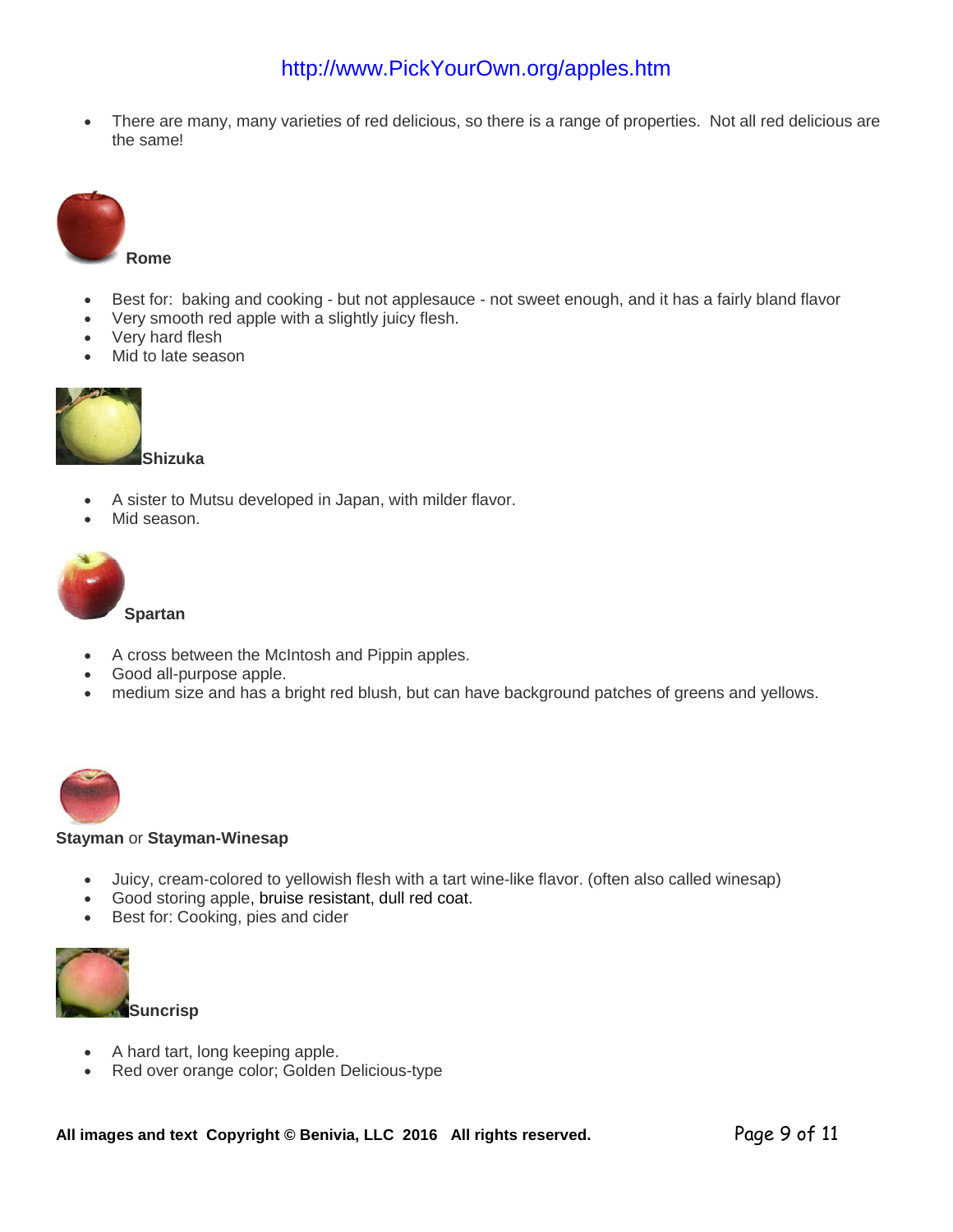- There are many, many varieties of red delicious, so there is a range of properties. Not all red delicious are the same!

**Rome**

- Best for: baking and cooking - but not applesauce - not sweet enough, and it has a fairly bland flavor
- Very smooth red apple with a slightly juicy flesh.
- Very hard flesh
- Mid to late season

**Shizuka**

- A sister to Mutsu developed in Japan, with milder flavor.
- Mid season.

**Spartan**

- A cross between the McIntosh and Pippin apples.
- Good all-purpose apple.
- medium size and has a bright red blush, but can have background patches of greens and yellows.

**Stayman** or **Stayman-Winesap**

- Juicy, cream-colored to yellowish flesh with a tart wine-like flavor. (often also called winesap)
- Good storing apple, bruise resistant, dull red coat.
- Best for: Cooking, pies and cider

**Suncrisp**

- A hard tart, long keeping apple.
- Red over orange color; Golden Delicious-type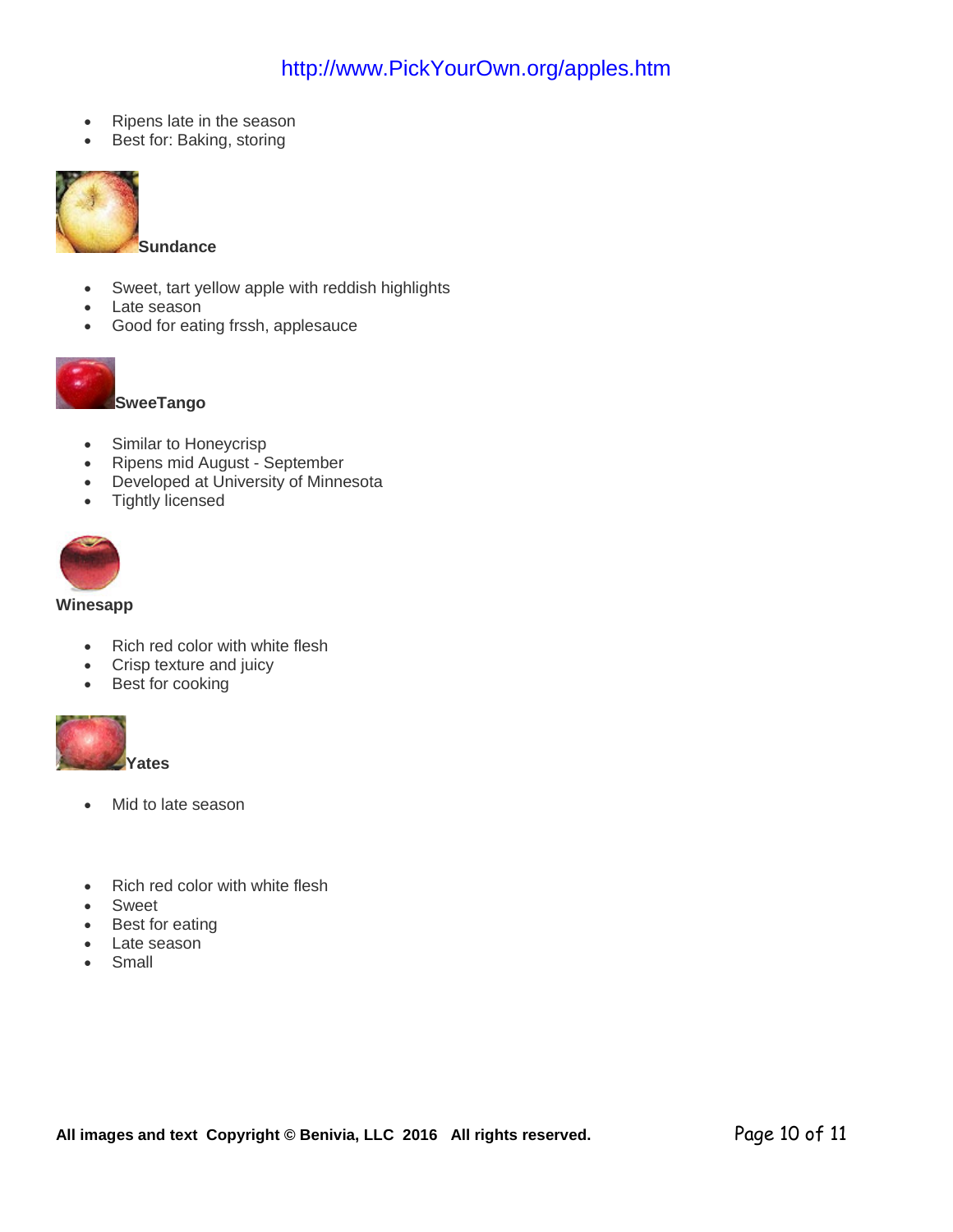- Ripens late in the season
- Best for: Baking, storing

**Sundance**

- Sweet, tart yellow apple with reddish highlights
- Late season
- Good for eating frssh, applesauce

**SweeTango**

- Similar to Honeycrisp
- Ripens mid August - September
- Developed at University of Minnesota
- Tightly licensed

**Winesapp**

- Rich red color with white flesh
- Crisp texture and juicy
- Best for cooking

**Yates**

- Mid to late season

- Rich red color with white flesh
- Sweet
- Best for eating
- Late season
- Small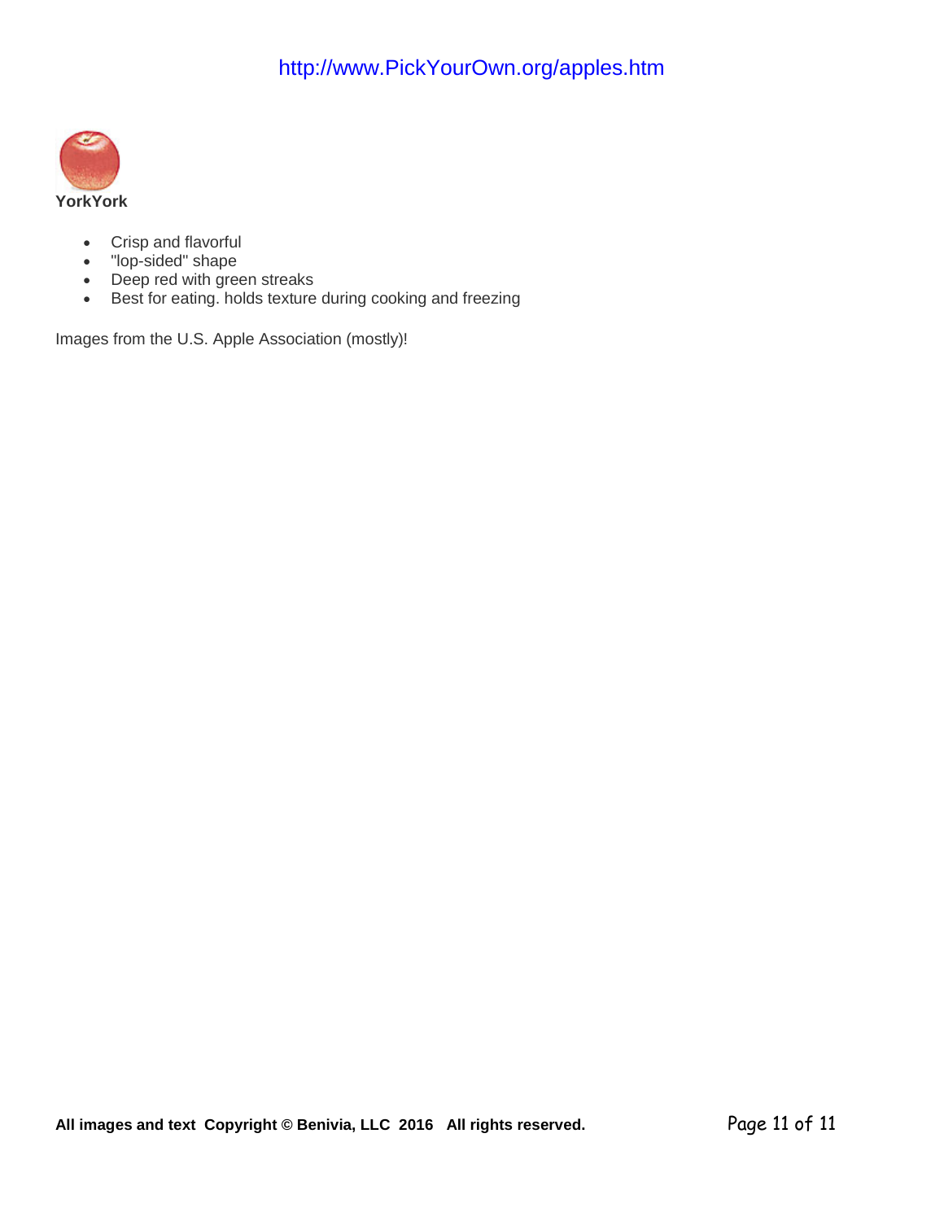http://www.PickYourOwn.org/apples.htm

**YorkYork**

- Crisp and flavorful
- "lop-sided" shape
- Deep red with green streaks
- Best for eating. holds texture during cooking and freezing

Images from the U.S. Apple Association (mostly)!

**All images and text Copyright © Benivia, LLC 2016 All rights reserved.**